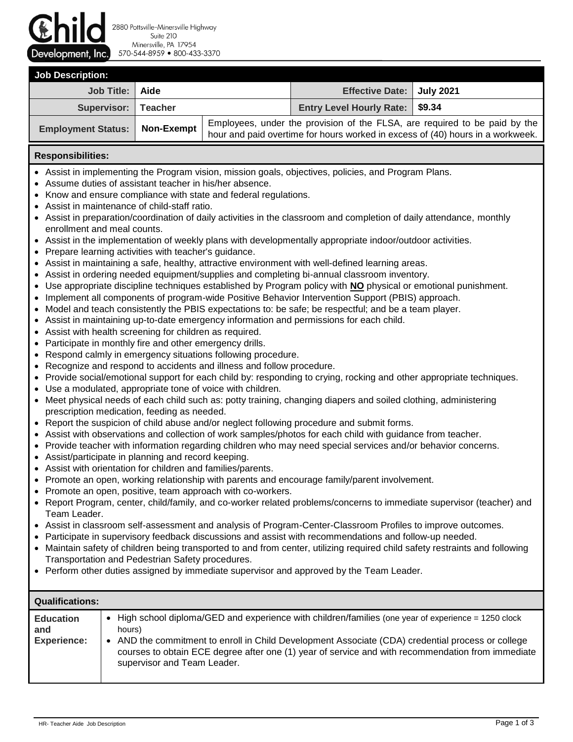**Child Development, Inc.**
2880 Pottsville-Minersville Highway
Suite 210
Minersville, PA 17954
570-544-8959 • 800-433-3370

## Job Description:

| | | | | |
|---|---|---|---|---|
| **Job Title:** | **Aide** | | **Effective Date:** | **July 2021** |
| **Supervisor:** | **Teacher** | | **Entry Level Hourly Rate:** | **$9.34** |
| **Employment Status:** | **Non-Exempt** | Employees, under the provision of the FLSA, are required to be paid by the hour and paid overtime for hours worked in excess of (40) hours in a workweek. | | |

## Responsibilities:

- Assist in implementing the Program vision, mission goals, objectives, policies, and Program Plans.
- Assume duties of assistant teacher in his/her absence.
- Know and ensure compliance with state and federal regulations.
- Assist in maintenance of child-staff ratio.
- Assist in preparation/coordination of daily activities in the classroom and completion of daily attendance, monthly enrollment and meal counts.
- Assist in the implementation of weekly plans with developmentally appropriate indoor/outdoor activities.
- Prepare learning activities with teacher's guidance.
- Assist in maintaining a safe, healthy, attractive environment with well-defined learning areas.
- Assist in ordering needed equipment/supplies and completing bi-annual classroom inventory.
- Use appropriate discipline techniques established by Program policy with **NO** physical or emotional punishment.
- Implement all components of program-wide Positive Behavior Intervention Support (PBIS) approach.
- Model and teach consistently the PBIS expectations to: be safe; be respectful; and be a team player.
- Assist in maintaining up-to-date emergency information and permissions for each child.
- Assist with health screening for children as required.
- Participate in monthly fire and other emergency drills.
- Respond calmly in emergency situations following procedure.
- Recognize and respond to accidents and illness and follow procedure.
- Provide social/emotional support for each child by: responding to crying, rocking and other appropriate techniques.
- Use a modulated, appropriate tone of voice with children.
- Meet physical needs of each child such as: potty training, changing diapers and soiled clothing, administering prescription medication, feeding as needed.
- Report the suspicion of child abuse and/or neglect following procedure and submit forms.
- Assist with observations and collection of work samples/photos for each child with guidance from teacher.
- Provide teacher with information regarding children who may need special services and/or behavior concerns.
- Assist/participate in planning and record keeping.
- Assist with orientation for children and families/parents.
- Promote an open, working relationship with parents and encourage family/parent involvement.
- Promote an open, positive, team approach with co-workers.
- Report Program, center, child/family, and co-worker related problems/concerns to immediate supervisor (teacher) and Team Leader.
- Assist in classroom self-assessment and analysis of Program-Center-Classroom Profiles to improve outcomes.
- Participate in supervisory feedback discussions and assist with recommendations and follow-up needed.
- Maintain safety of children being transported to and from center, utilizing required child safety restraints and following Transportation and Pedestrian Safety procedures.
- Perform other duties assigned by immediate supervisor and approved by the Team Leader.

## Qualifications:

| | |
|---|---|
| **Education and Experience:** | • High school diploma/GED and experience with children/families (one year of experience = 1250 clock hours)<br>• AND the commitment to enroll in Child Development Associate (CDA) credential process or college courses to obtain ECE degree after one (1) year of service and with recommendation from immediate supervisor and Team Leader. |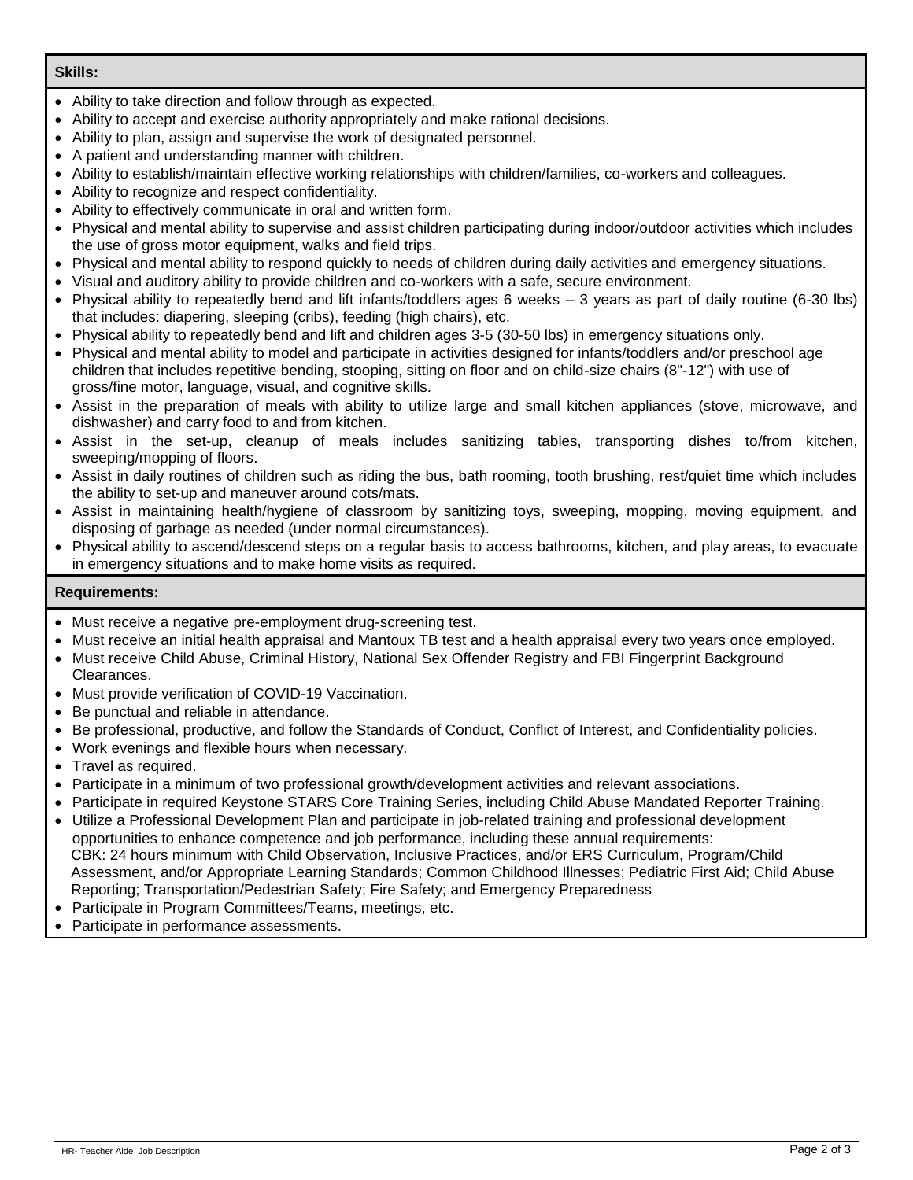**Skills:**

- Ability to take direction and follow through as expected.
- Ability to accept and exercise authority appropriately and make rational decisions.
- Ability to plan, assign and supervise the work of designated personnel.
- A patient and understanding manner with children.
- Ability to establish/maintain effective working relationships with children/families, co-workers and colleagues.
- Ability to recognize and respect confidentiality.
- Ability to effectively communicate in oral and written form.
- Physical and mental ability to supervise and assist children participating during indoor/outdoor activities which includes the use of gross motor equipment, walks and field trips.
- Physical and mental ability to respond quickly to needs of children during daily activities and emergency situations.
- Visual and auditory ability to provide children and co-workers with a safe, secure environment.
- Physical ability to repeatedly bend and lift infants/toddlers ages 6 weeks – 3 years as part of daily routine (6-30 lbs) that includes: diapering, sleeping (cribs), feeding (high chairs), etc.
- Physical ability to repeatedly bend and lift and children ages 3-5 (30-50 lbs) in emergency situations only.
- Physical and mental ability to model and participate in activities designed for infants/toddlers and/or preschool age children that includes repetitive bending, stooping, sitting on floor and on child-size chairs (8"-12") with use of gross/fine motor, language, visual, and cognitive skills.
- Assist in the preparation of meals with ability to utilize large and small kitchen appliances (stove, microwave, and dishwasher) and carry food to and from kitchen.
- Assist in the set-up, cleanup of meals includes sanitizing tables, transporting dishes to/from kitchen, sweeping/mopping of floors.
- Assist in daily routines of children such as riding the bus, bath rooming, tooth brushing, rest/quiet time which includes the ability to set-up and maneuver around cots/mats.
- Assist in maintaining health/hygiene of classroom by sanitizing toys, sweeping, mopping, moving equipment, and disposing of garbage as needed (under normal circumstances).
- Physical ability to ascend/descend steps on a regular basis to access bathrooms, kitchen, and play areas, to evacuate in emergency situations and to make home visits as required.

**Requirements:**

- Must receive a negative pre-employment drug-screening test.
- Must receive an initial health appraisal and Mantoux TB test and a health appraisal every two years once employed.
- Must receive Child Abuse, Criminal History, National Sex Offender Registry and FBI Fingerprint Background Clearances.
- Must provide verification of COVID-19 Vaccination.
- Be punctual and reliable in attendance.
- Be professional, productive, and follow the Standards of Conduct, Conflict of Interest, and Confidentiality policies.
- Work evenings and flexible hours when necessary.
- Travel as required.
- Participate in a minimum of two professional growth/development activities and relevant associations.
- Participate in required Keystone STARS Core Training Series, including Child Abuse Mandated Reporter Training.
- Utilize a Professional Development Plan and participate in job-related training and professional development opportunities to enhance competence and job performance, including these annual requirements:
  CBK: 24 hours minimum with Child Observation, Inclusive Practices, and/or ERS Curriculum, Program/Child Assessment, and/or Appropriate Learning Standards; Common Childhood Illnesses; Pediatric First Aid; Child Abuse Reporting; Transportation/Pedestrian Safety; Fire Safety; and Emergency Preparedness
- Participate in Program Committees/Teams, meetings, etc.
- Participate in performance assessments.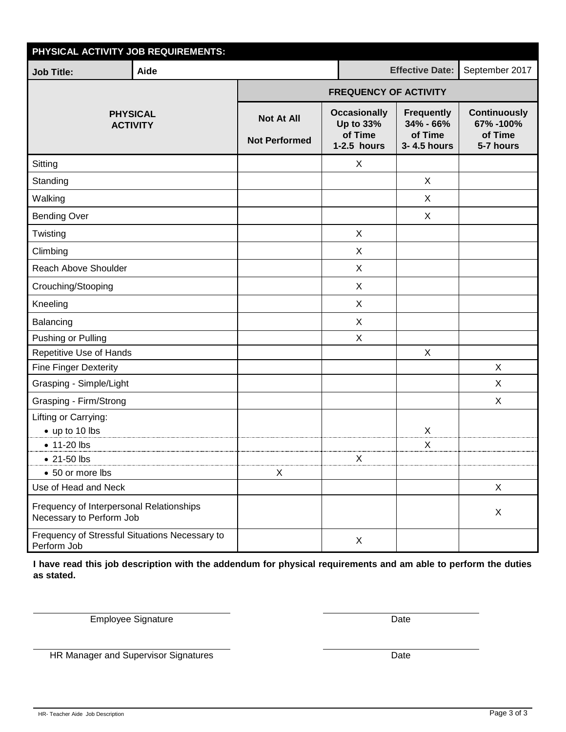| PHYSICAL ACTIVITY JOB REQUIREMENTS: | | | | | |
|---|---|---|---|---|---|
| **Job Title:** | **Aide** | | | **Effective Date:** | September 2017 |

| PHYSICAL ACTIVITY | FREQUENCY OF ACTIVITY | | | |
|---|---|---|---|---|
| | **Not At All** **Not Performed** | **Occasionally Up to 33% of Time 1-2.5 hours** | **Frequently 34% - 66% of Time 3- 4.5 hours** | **Continuously 67% -100% of Time 5-7 hours** |
| Sitting | | X | | |
| Standing | | | X | |
| Walking | | | X | |
| Bending Over | | | X | |
| Twisting | | X | | |
| Climbing | | X | | |
| Reach Above Shoulder | | X | | |
| Crouching/Stooping | | X | | |
| Kneeling | | X | | |
| Balancing | | X | | |
| Pushing or Pulling | | X | | |
| Repetitive Use of Hands | | | X | |
| Fine Finger Dexterity | | | | X |
| Grasping - Simple/Light | | | | X |
| Grasping - Firm/Strong | | | | X |
| Lifting or Carrying: | | | | |
| • up to 10 lbs | | | X | |
| • 11-20 lbs | | | X | |
| • 21-50 lbs | | X | | |
| • 50 or more lbs | X | | | |
| Use of Head and Neck | | | | X |
| Frequency of Interpersonal Relationships Necessary to Perform Job | | | | X |
| Frequency of Stressful Situations Necessary to Perform Job | | X | | |

**I have read this job description with the addendum for physical requirements and am able to perform the duties as stated.**

Employee Signature ______________________ Date ______________

HR Manager and Supervisor Signatures ______________________ Date ______________

HR- Teacher Aide Job Description